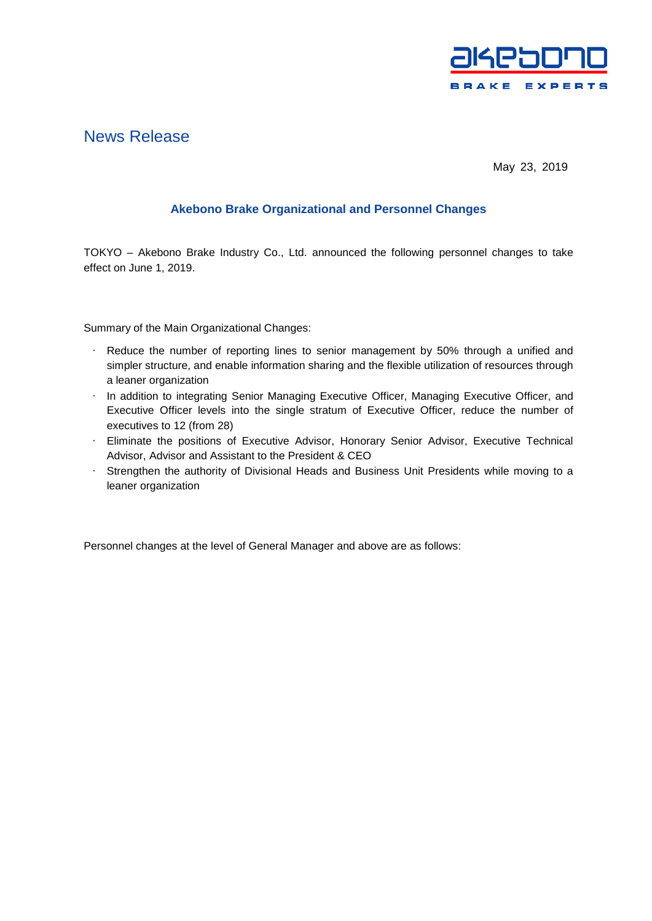## News Release

May 23, 2019

### Akebono Brake Organizational and Personnel Changes

TOKYO – Akebono Brake Industry Co., Ltd. announced the following personnel changes to take effect on June 1, 2019.

Summary of the Main Organizational Changes:

- Reduce the number of reporting lines to senior management by 50% through a unified and simpler structure, and enable information sharing and the flexible utilization of resources through a leaner organization
- In addition to integrating Senior Managing Executive Officer, Managing Executive Officer, and Executive Officer levels into the single stratum of Executive Officer, reduce the number of executives to 12 (from 28)
- Eliminate the positions of Executive Advisor, Honorary Senior Advisor, Executive Technical Advisor, Advisor and Assistant to the President & CEO
- Strengthen the authority of Divisional Heads and Business Unit Presidents while moving to a leaner organization

Personnel changes at the level of General Manager and above are as follows: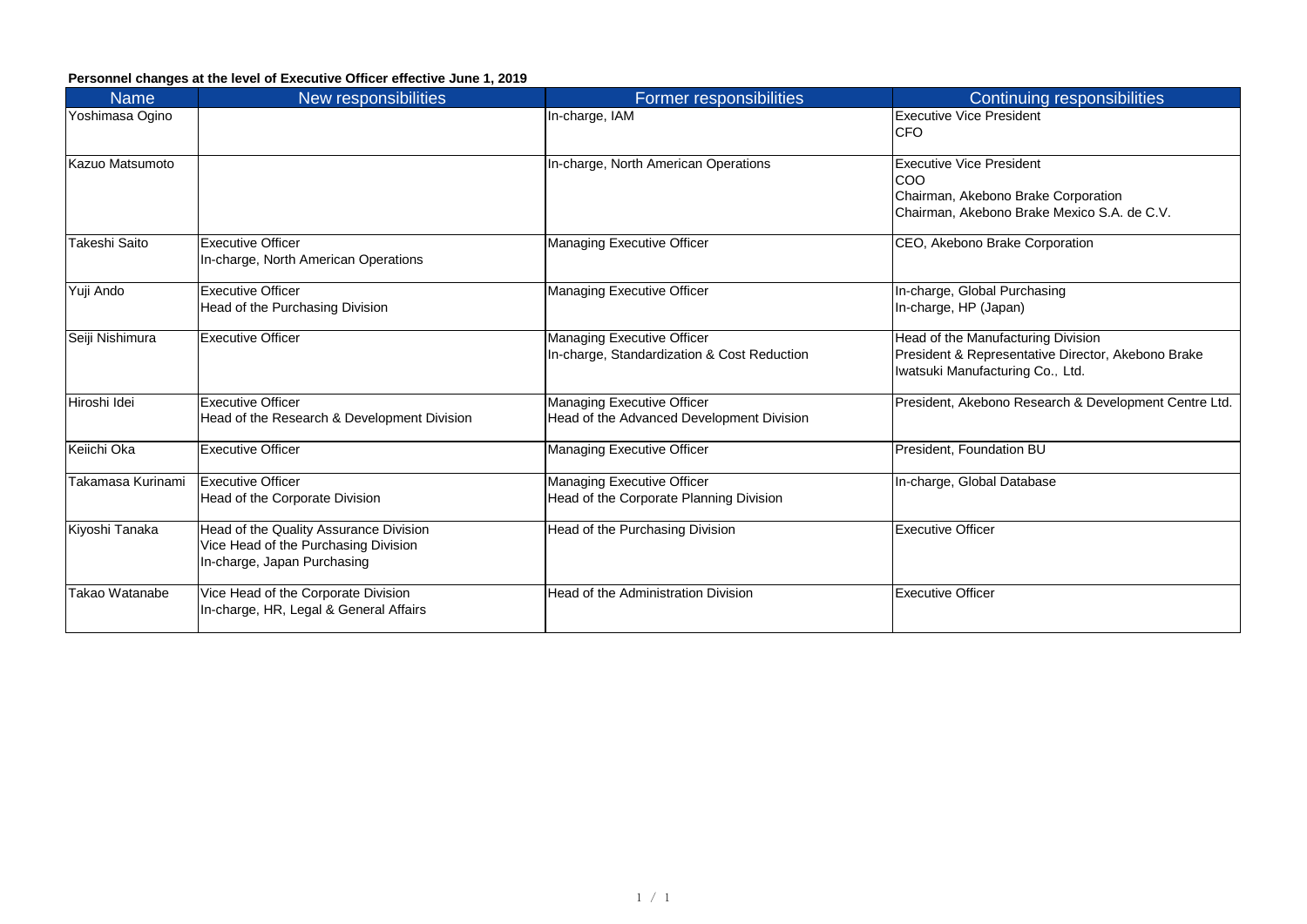**Personnel changes at the level of Executive Officer effective June 1, 2019**

| Name | New responsibilities | Former responsibilities | Continuing responsibilities |
| --- | --- | --- | --- |
| Yoshimasa Ogino | | In-charge, IAM | Executive Vice President<br>CFO |
| Kazuo Matsumoto | | In-charge, North American Operations | Executive Vice President<br>COO<br>Chairman, Akebono Brake Corporation<br>Chairman, Akebono Brake Mexico S.A. de C.V. |
| Takeshi Saito | Executive Officer<br>In-charge, North American Operations | Managing Executive Officer | CEO, Akebono Brake Corporation |
| Yuji Ando | Executive Officer<br>Head of the Purchasing Division | Managing Executive Officer | In-charge, Global Purchasing<br>In-charge, HP (Japan) |
| Seiji Nishimura | Executive Officer | Managing Executive Officer<br>In-charge, Standardization & Cost Reduction | Head of the Manufacturing Division<br>President & Representative Director, Akebono Brake Iwatsuki Manufacturing Co., Ltd. |
| Hiroshi Idei | Executive Officer<br>Head of the Research & Development Division | Managing Executive Officer<br>Head of the Advanced Development Division | President, Akebono Research & Development Centre Ltd. |
| Keiichi Oka | Executive Officer | Managing Executive Officer | President, Foundation BU |
| Takamasa Kurinami | Executive Officer<br>Head of the Corporate Division | Managing Executive Officer<br>Head of the Corporate Planning Division | In-charge, Global Database |
| Kiyoshi Tanaka | Head of the Quality Assurance Division<br>Vice Head of the Purchasing Division<br>In-charge, Japan Purchasing | Head of the Purchasing Division | Executive Officer |
| Takao Watanabe | Vice Head of the Corporate Division<br>In-charge, HR, Legal & General Affairs | Head of the Administration Division | Executive Officer |